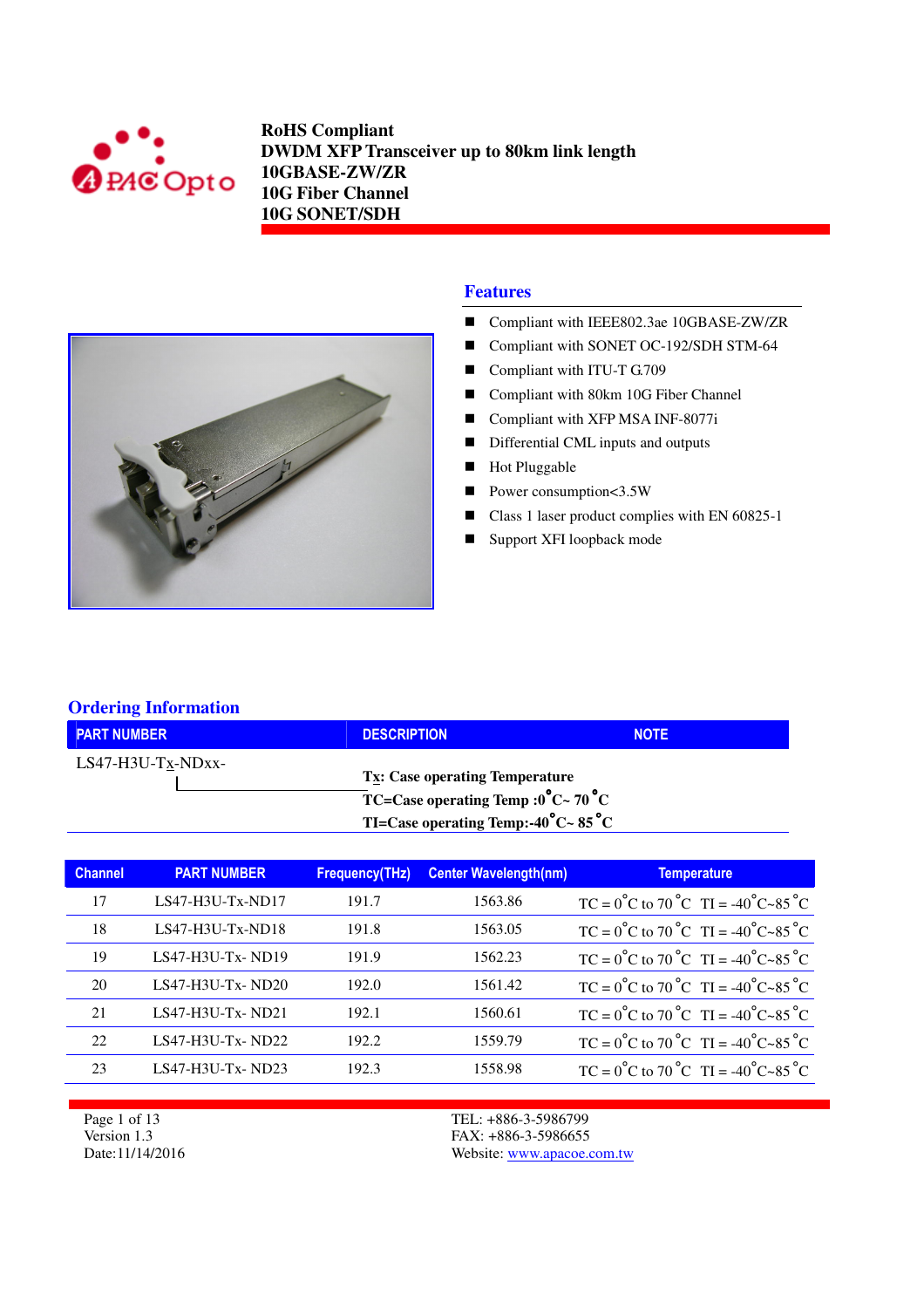**RoHS Compliant**
**DWDM XFP Transceiver up to 80km link length**
**10GBASE-ZW/ZR**
**10G Fiber Channel**
**10G SONET/SDH**

## Features

- Compliant with IEEE802.3ae 10GBASE-ZW/ZR
- Compliant with SONET OC-192/SDH STM-64
- Compliant with ITU-T G.709
- Compliant with 80km 10G Fiber Channel
- Compliant with XFP MSA INF-8077i
- Differential CML inputs and outputs
- Hot Pluggable
- Power consumption<3.5W
- Class 1 laser product complies with EN 60825-1
- Support XFI loopback mode

## Ordering Information

| PART NUMBER | DESCRIPTION | NOTE |
|---|---|---|
| LS47-H3U-Tx-NDxx- | **Tx: Case operating Temperature**<br>**TC=Case operating Temp :0°C~ 70 °C**<br>**TI=Case operating Temp:-40°C~ 85 °C** | |

| Channel | PART NUMBER | Frequency(THz) | Center Wavelength(nm) | Temperature |
|---|---|---|---|---|
| 17 | LS47-H3U-Tx-ND17 | 191.7 | 1563.86 | TC = 0°C to 70 °C TI = -40°C~85 °C |
| 18 | LS47-H3U-Tx-ND18 | 191.8 | 1563.05 | TC = 0°C to 70 °C TI = -40°C~85 °C |
| 19 | LS47-H3U-Tx- ND19 | 191.9 | 1562.23 | TC = 0°C to 70 °C TI = -40°C~85 °C |
| 20 | LS47-H3U-Tx- ND20 | 192.0 | 1561.42 | TC = 0°C to 70 °C TI = -40°C~85 °C |
| 21 | LS47-H3U-Tx- ND21 | 192.1 | 1560.61 | TC = 0°C to 70 °C TI = -40°C~85 °C |
| 22 | LS47-H3U-Tx- ND22 | 192.2 | 1559.79 | TC = 0°C to 70 °C TI = -40°C~85 °C |
| 23 | LS47-H3U-Tx- ND23 | 192.3 | 1558.98 | TC = 0°C to 70 °C TI = -40°C~85 °C |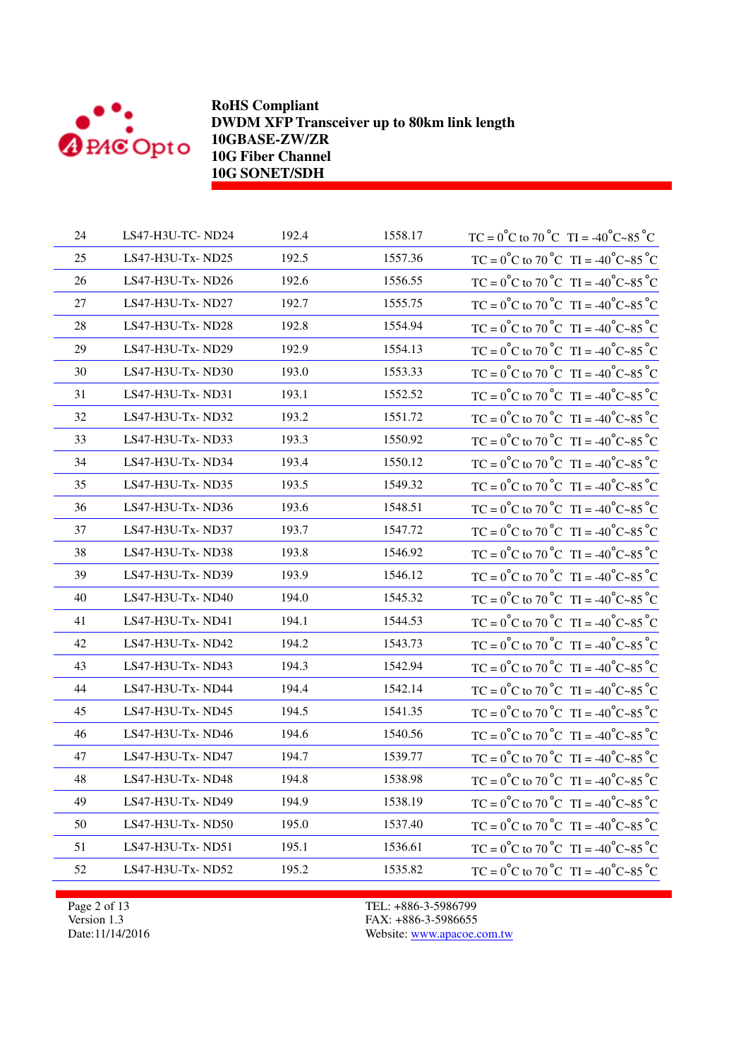| 24 | LS47-H3U-TC- ND24 | 192.4 | 1558.17 | TC = 0°C to 70 °C  TI = -40°C~85 °C |
|---|---|---|---|---|
| 25 | LS47-H3U-Tx- ND25 | 192.5 | 1557.36 | TC = 0°C to 70 °C  TI = -40°C~85 °C |
| 26 | LS47-H3U-Tx- ND26 | 192.6 | 1556.55 | TC = 0°C to 70 °C  TI = -40°C~85 °C |
| 27 | LS47-H3U-Tx- ND27 | 192.7 | 1555.75 | TC = 0°C to 70 °C  TI = -40°C~85 °C |
| 28 | LS47-H3U-Tx- ND28 | 192.8 | 1554.94 | TC = 0°C to 70 °C  TI = -40°C~85 °C |
| 29 | LS47-H3U-Tx- ND29 | 192.9 | 1554.13 | TC = 0°C to 70 °C  TI = -40°C~85 °C |
| 30 | LS47-H3U-Tx- ND30 | 193.0 | 1553.33 | TC = 0°C to 70 °C  TI = -40°C~85 °C |
| 31 | LS47-H3U-Tx- ND31 | 193.1 | 1552.52 | TC = 0°C to 70 °C  TI = -40°C~85 °C |
| 32 | LS47-H3U-Tx- ND32 | 193.2 | 1551.72 | TC = 0°C to 70 °C  TI = -40°C~85 °C |
| 33 | LS47-H3U-Tx- ND33 | 193.3 | 1550.92 | TC = 0°C to 70 °C  TI = -40°C~85 °C |
| 34 | LS47-H3U-Tx- ND34 | 193.4 | 1550.12 | TC = 0°C to 70 °C  TI = -40°C~85 °C |
| 35 | LS47-H3U-Tx- ND35 | 193.5 | 1549.32 | TC = 0°C to 70 °C  TI = -40°C~85 °C |
| 36 | LS47-H3U-Tx- ND36 | 193.6 | 1548.51 | TC = 0°C to 70 °C  TI = -40°C~85 °C |
| 37 | LS47-H3U-Tx- ND37 | 193.7 | 1547.72 | TC = 0°C to 70 °C  TI = -40°C~85 °C |
| 38 | LS47-H3U-Tx- ND38 | 193.8 | 1546.92 | TC = 0°C to 70 °C  TI = -40°C~85 °C |
| 39 | LS47-H3U-Tx- ND39 | 193.9 | 1546.12 | TC = 0°C to 70 °C  TI = -40°C~85 °C |
| 40 | LS47-H3U-Tx- ND40 | 194.0 | 1545.32 | TC = 0°C to 70 °C  TI = -40°C~85 °C |
| 41 | LS47-H3U-Tx- ND41 | 194.1 | 1544.53 | TC = 0°C to 70 °C  TI = -40°C~85 °C |
| 42 | LS47-H3U-Tx- ND42 | 194.2 | 1543.73 | TC = 0°C to 70 °C  TI = -40°C~85 °C |
| 43 | LS47-H3U-Tx- ND43 | 194.3 | 1542.94 | TC = 0°C to 70 °C  TI = -40°C~85 °C |
| 44 | LS47-H3U-Tx- ND44 | 194.4 | 1542.14 | TC = 0°C to 70 °C  TI = -40°C~85 °C |
| 45 | LS47-H3U-Tx- ND45 | 194.5 | 1541.35 | TC = 0°C to 70 °C  TI = -40°C~85 °C |
| 46 | LS47-H3U-Tx- ND46 | 194.6 | 1540.56 | TC = 0°C to 70 °C  TI = -40°C~85 °C |
| 47 | LS47-H3U-Tx- ND47 | 194.7 | 1539.77 | TC = 0°C to 70 °C  TI = -40°C~85 °C |
| 48 | LS47-H3U-Tx- ND48 | 194.8 | 1538.98 | TC = 0°C to 70 °C  TI = -40°C~85 °C |
| 49 | LS47-H3U-Tx- ND49 | 194.9 | 1538.19 | TC = 0°C to 70 °C  TI = -40°C~85 °C |
| 50 | LS47-H3U-Tx- ND50 | 195.0 | 1537.40 | TC = 0°C to 70 °C  TI = -40°C~85 °C |
| 51 | LS47-H3U-Tx- ND51 | 195.1 | 1536.61 | TC = 0°C to 70 °C  TI = -40°C~85 °C |
| 52 | LS47-H3U-Tx- ND52 | 195.2 | 1535.82 | TC = 0°C to 70 °C  TI = -40°C~85 °C |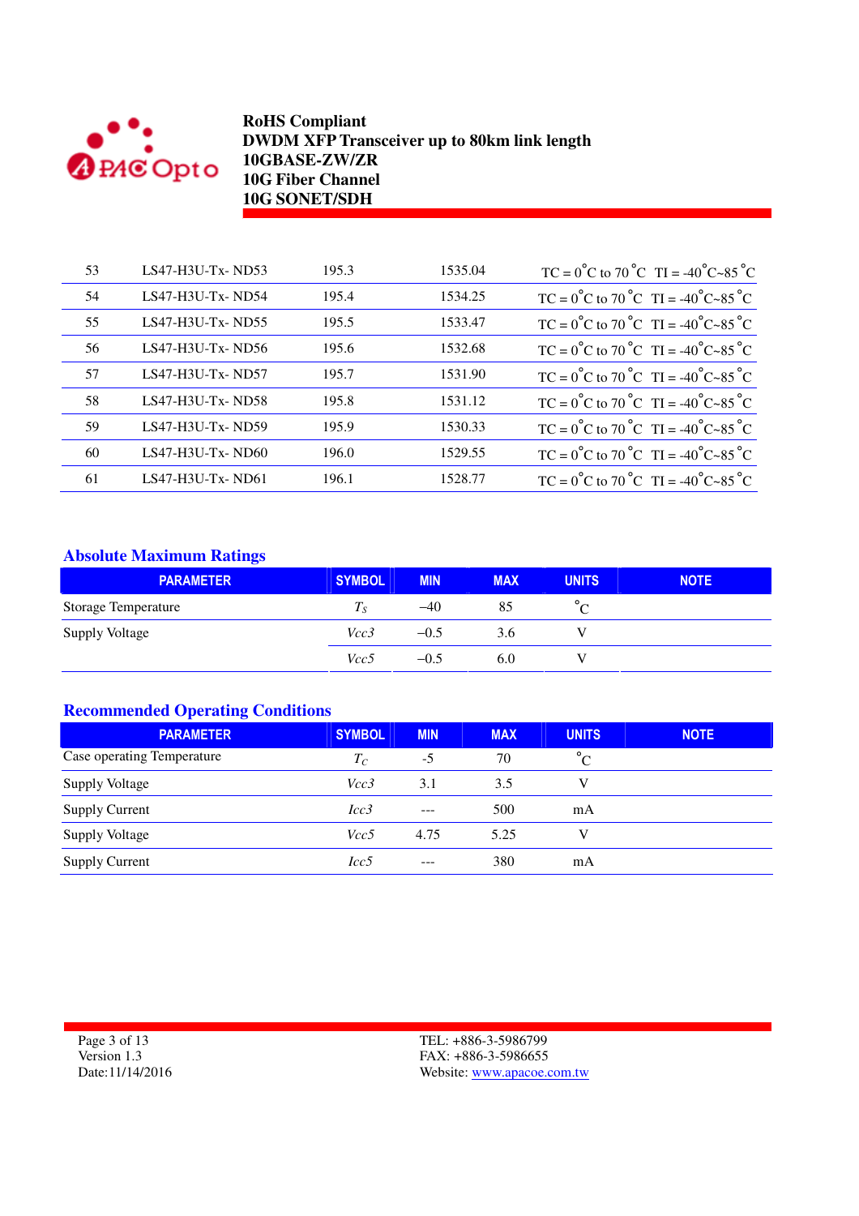| 53 | LS47-H3U-Tx- ND53 | 195.3 | 1535.04 | TC = 0°C to 70 °C  TI = -40°C~85 °C |
|---|---|---|---|---|
| 54 | LS47-H3U-Tx- ND54 | 195.4 | 1534.25 | TC = 0°C to 70 °C  TI = -40°C~85 °C |
| 55 | LS47-H3U-Tx- ND55 | 195.5 | 1533.47 | TC = 0°C to 70 °C  TI = -40°C~85 °C |
| 56 | LS47-H3U-Tx- ND56 | 195.6 | 1532.68 | TC = 0°C to 70 °C  TI = -40°C~85 °C |
| 57 | LS47-H3U-Tx- ND57 | 195.7 | 1531.90 | TC = 0°C to 70 °C  TI = -40°C~85 °C |
| 58 | LS47-H3U-Tx- ND58 | 195.8 | 1531.12 | TC = 0°C to 70 °C  TI = -40°C~85 °C |
| 59 | LS47-H3U-Tx- ND59 | 195.9 | 1530.33 | TC = 0°C to 70 °C  TI = -40°C~85 °C |
| 60 | LS47-H3U-Tx- ND60 | 196.0 | 1529.55 | TC = 0°C to 70 °C  TI = -40°C~85 °C |
| 61 | LS47-H3U-Tx- ND61 | 196.1 | 1528.77 | TC = 0°C to 70 °C  TI = -40°C~85 °C |

## Absolute Maximum Ratings

| PARAMETER | SYMBOL | MIN | MAX | UNITS | NOTE |
|---|---|---|---|---|---|
| Storage Temperature | $T_S$ | –40 | 85 | °C | |
| Supply Voltage | *Vcc3* | –0.5 | 3.6 | V | |
| | *Vcc5* | –0.5 | 6.0 | V | |

## Recommended Operating Conditions

| PARAMETER | SYMBOL | MIN | MAX | UNITS | NOTE |
|---|---|---|---|---|---|
| Case operating Temperature | $T_C$ | -5 | 70 | °C | |
| Supply Voltage | *Vcc3* | 3.1 | 3.5 | V | |
| Supply Current | *Icc3* | --- | 500 | mA | |
| Supply Voltage | *Vcc5* | 4.75 | 5.25 | V | |
| Supply Current | *Icc5* | --- | 380 | mA | |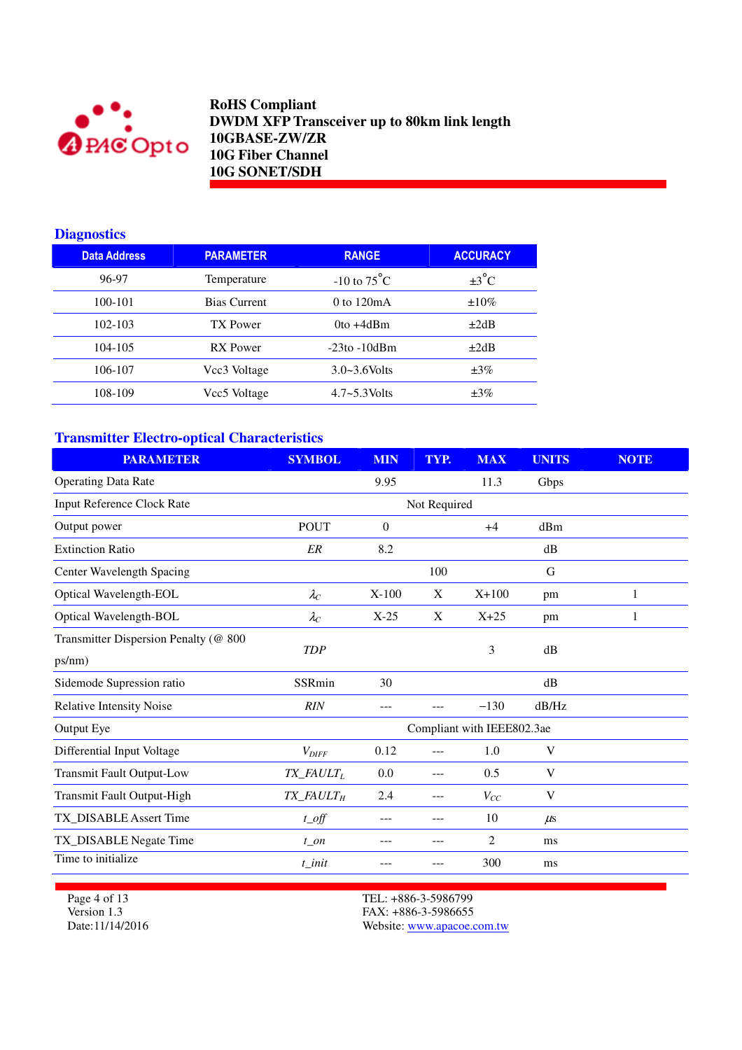**RoHS Compliant**
**DWDM XFP Transceiver up to 80km link length**
**10GBASE-ZW/ZR**
**10G Fiber Channel**
**10G SONET/SDH**

## Diagnostics

| Data Address | PARAMETER | RANGE | ACCURACY |
|---|---|---|---|
| 96-97 | Temperature | -10 to 75°C | ±3°C |
| 100-101 | Bias Current | 0 to 120mA | ±10% |
| 102-103 | TX Power | 0to +4dBm | ±2dB |
| 104-105 | RX Power | -23to -10dBm | ±2dB |
| 106-107 | Vcc3 Voltage | 3.0~3.6Volts | ±3% |
| 108-109 | Vcc5 Voltage | 4.7~5.3Volts | ±3% |

## Transmitter Electro-optical Characteristics

| PARAMETER | SYMBOL | MIN | TYP. | MAX | UNITS | NOTE |
|---|---|---|---|---|---|---|
| Operating Data Rate | | 9.95 | | 11.3 | Gbps | |
| Input Reference Clock Rate | | | Not Required | | | |
| Output power | POUT | 0 | | +4 | dBm | |
| Extinction Ratio | *ER* | 8.2 | | | dB | |
| Center Wavelength Spacing | | | 100 | | G | |
| Optical Wavelength-EOL | $\lambda_C$ | X-100 | X | X+100 | pm | 1 |
| Optical Wavelength-BOL | $\lambda_C$ | X-25 | X | X+25 | pm | 1 |
| Transmitter Dispersion Penalty (@ 800 ps/nm) | *TDP* | | | 3 | dB | |
| Sidemode Supression ratio | SSRmin | 30 | | | dB | |
| Relative Intensity Noise | *RIN* | --- | --- | −130 | dB/Hz | |
| Output Eye | | | Compliant with IEEE802.3ae | | | |
| Differential Input Voltage | $V_{DIFF}$ | 0.12 | --- | 1.0 | V | |
| Transmit Fault Output-Low | $TX\_FAULT_L$ | 0.0 | --- | 0.5 | V | |
| Transmit Fault Output-High | $TX\_FAULT_H$ | 2.4 | --- | $V_{CC}$ | V | |
| TX_DISABLE Assert Time | *t_off* | --- | --- | 10 | µs | |
| TX_DISABLE Negate Time | *t_on* | --- | --- | 2 | ms | |
| Time to initialize | *t_init* | --- | --- | 300 | ms | |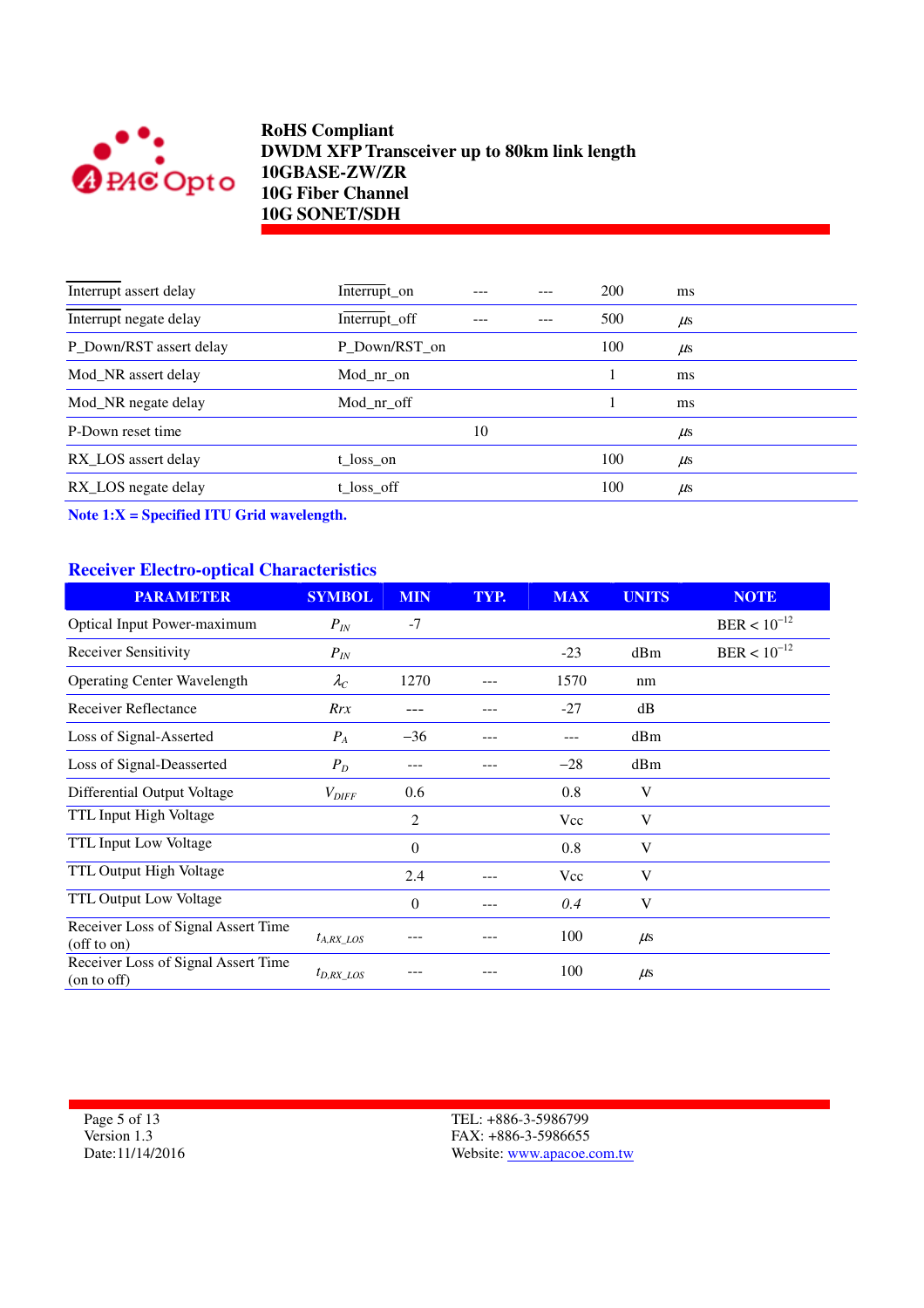| | | | | | |
|---|---|---|---|---|---|
| Interrupt assert delay | Interrupt_on | --- | --- | 200 | ms |
| Interrupt negate delay | Interrupt_off | --- | --- | 500 | μs |
| P_Down/RST assert delay | P_Down/RST_on | | | 100 | μs |
| Mod_NR assert delay | Mod_nr_on | | | 1 | ms |
| Mod_NR negate delay | Mod_nr_off | | | 1 | ms |
| P-Down reset time | | 10 | | | μs |
| RX_LOS assert delay | t_loss_on | | | 100 | μs |
| RX_LOS negate delay | t_loss_off | | | 100 | μs |

**Note 1:X = Specified ITU Grid wavelength.**

## Receiver Electro-optical Characteristics

| PARAMETER | SYMBOL | MIN | TYP. | MAX | UNITS | NOTE |
|---|---|---|---|---|---|---|
| Optical Input Power-maximum | $P_{IN}$ | -7 | | | | BER < $10^{-12}$ |
| Receiver Sensitivity | $P_{IN}$ | | | -23 | dBm | BER < $10^{-12}$ |
| Operating Center Wavelength | $\lambda_C$ | 1270 | --- | 1570 | nm | |
| Receiver Reflectance | $Rrx$ | --- | --- | -27 | dB | |
| Loss of Signal-Asserted | $P_A$ | –36 | --- | --- | dBm | |
| Loss of Signal-Deasserted | $P_D$ | --- | --- | –28 | dBm | |
| Differential Output Voltage | $V_{DIFF}$ | 0.6 | | 0.8 | V | |
| TTL Input High Voltage | | 2 | | Vcc | V | |
| TTL Input Low Voltage | | 0 | | 0.8 | V | |
| TTL Output High Voltage | | 2.4 | --- | Vcc | V | |
| TTL Output Low Voltage | | 0 | --- | 0.4 | V | |
| Receiver Loss of Signal Assert Time (off to on) | $t_{A,RX\_LOS}$ | --- | --- | 100 | μs | |
| Receiver Loss of Signal Assert Time (on to off) | $t_{D,RX\_LOS}$ | --- | --- | 100 | μs | |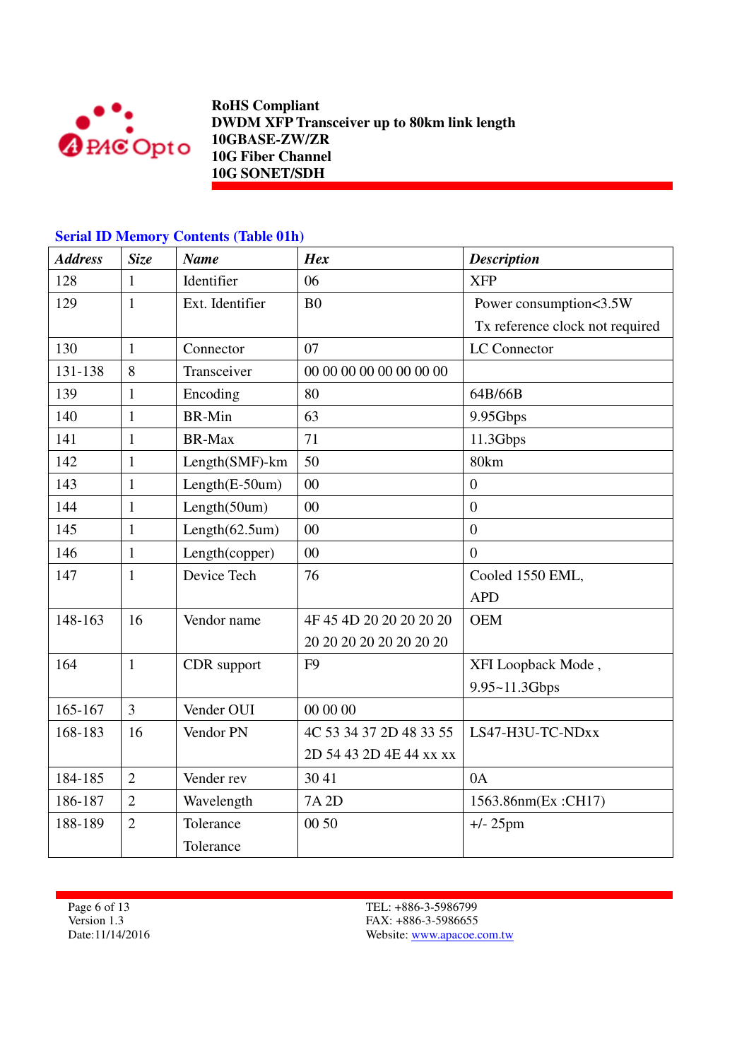### Serial ID Memory Contents (Table 01h)

| *Address* | *Size* | *Name* | *Hex* | *Description* |
|---|---|---|---|---|
| 128 | 1 | Identifier | 06 | XFP |
| 129 | 1 | Ext. Identifier | B0 | Power consumption<3.5W Tx reference clock not required |
| 130 | 1 | Connector | 07 | LC Connector |
| 131-138 | 8 | Transceiver | 00 00 00 00 00 00 00 00 | |
| 139 | 1 | Encoding | 80 | 64B/66B |
| 140 | 1 | BR-Min | 63 | 9.95Gbps |
| 141 | 1 | BR-Max | 71 | 11.3Gbps |
| 142 | 1 | Length(SMF)-km | 50 | 80km |
| 143 | 1 | Length(E-50um) | 00 | 0 |
| 144 | 1 | Length(50um) | 00 | 0 |
| 145 | 1 | Length(62.5um) | 00 | 0 |
| 146 | 1 | Length(copper) | 00 | 0 |
| 147 | 1 | Device Tech | 76 | Cooled 1550 EML, APD |
| 148-163 | 16 | Vendor name | 4F 45 4D 20 20 20 20 20 20 20 20 20 20 20 20 20 | OEM |
| 164 | 1 | CDR support | F9 | XFI Loopback Mode , 9.95~11.3Gbps |
| 165-167 | 3 | Vender OUI | 00 00 00 | |
| 168-183 | 16 | Vendor PN | 4C 53 34 37 2D 48 33 55 2D 54 43 2D 4E 44 xx xx | LS47-H3U-TC-NDxx |
| 184-185 | 2 | Vender rev | 30 41 | 0A |
| 186-187 | 2 | Wavelength | 7A 2D | 1563.86nm(Ex :CH17) |
| 188-189 | 2 | Tolerance Tolerance | 00 50 | +/- 25pm |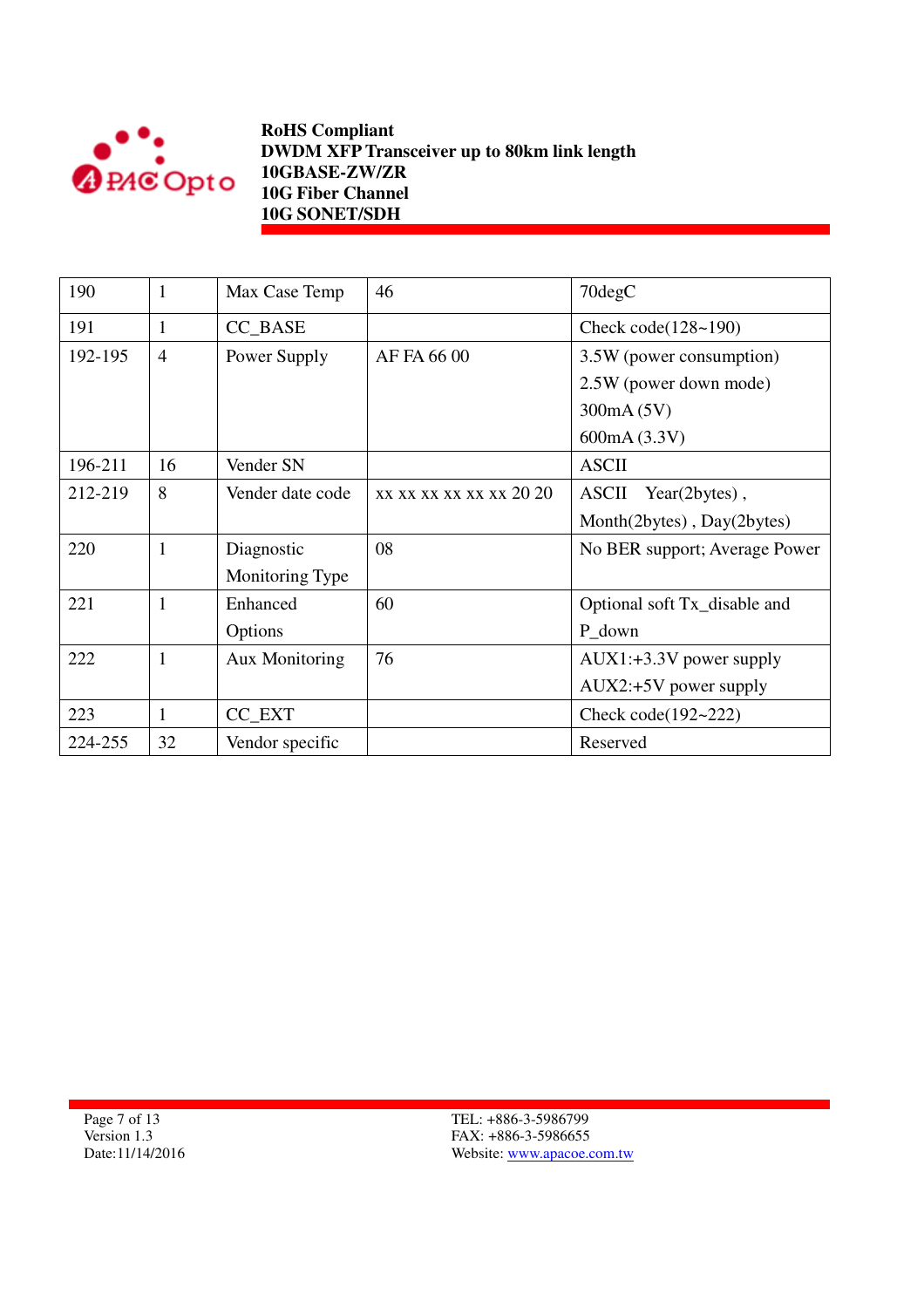| 190 | 1 | Max Case Temp | 46 | 70degC |
|---|---|---|---|---|
| 191 | 1 | CC_BASE | | Check code(128~190) |
| 192-195 | 4 | Power Supply | AF FA 66 00 | 3.5W (power consumption)<br>2.5W (power down mode)<br>300mA (5V)<br>600mA (3.3V) |
| 196-211 | 16 | Vender SN | | ASCII |
| 212-219 | 8 | Vender date code | xx xx xx xx xx xx 20 20 | ASCII Year(2bytes) , Month(2bytes) , Day(2bytes) |
| 220 | 1 | Diagnostic Monitoring Type | 08 | No BER support; Average Power |
| 221 | 1 | Enhanced Options | 60 | Optional soft Tx_disable and P_down |
| 222 | 1 | Aux Monitoring | 76 | AUX1:+3.3V power supply<br>AUX2:+5V power supply |
| 223 | 1 | CC_EXT | | Check code(192~222) |
| 224-255 | 32 | Vendor specific | | Reserved |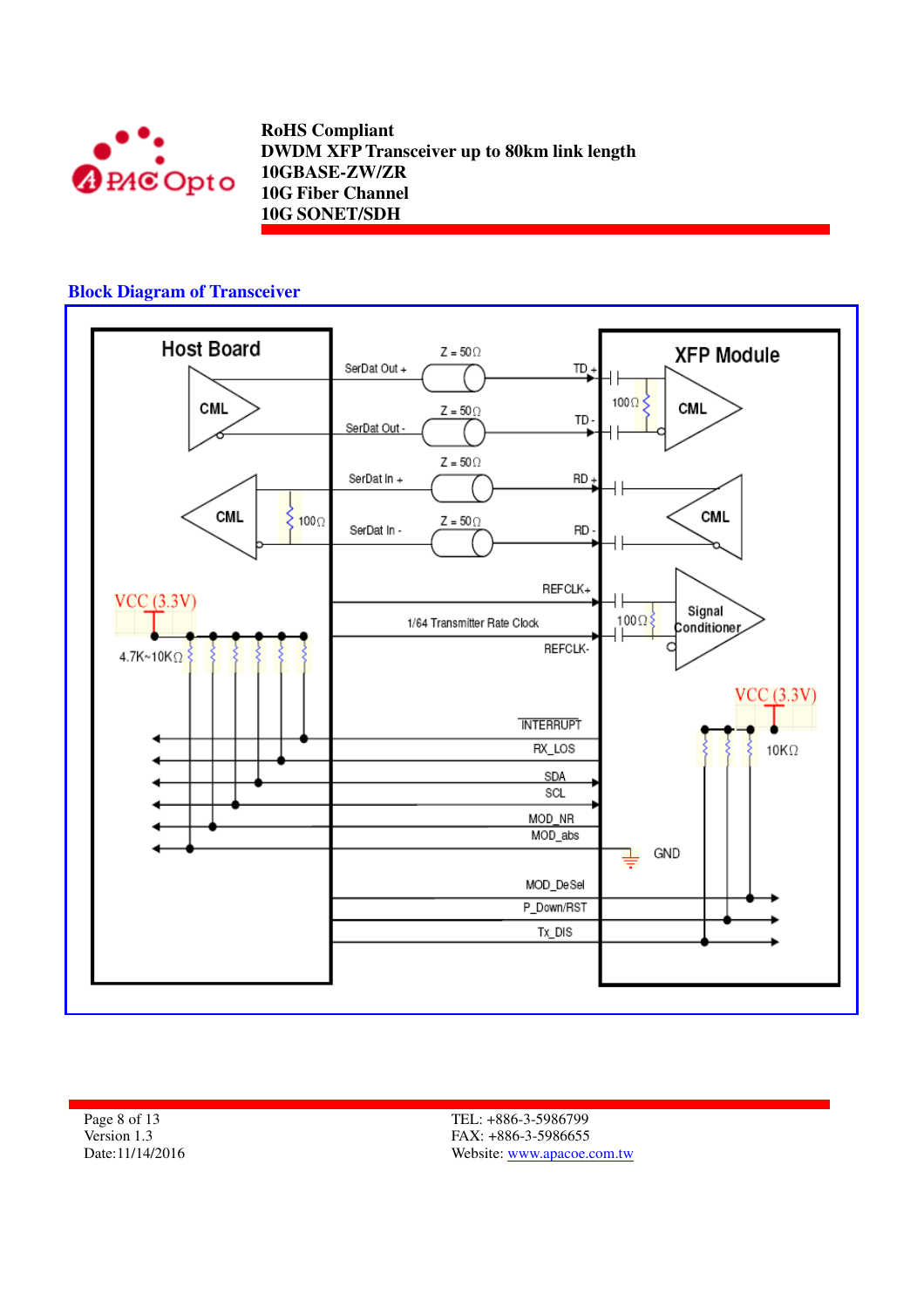## Block Diagram of Transceiver

Host Board

XFP Module

CML

SerDat Out +

SerDat Out -

SerDat In +

SerDat In -

Z = 50Ω

TD +

TD -

RD +

RD -

100Ω

REFCLK+

1/64 Transmitter Rate Clock

REFCLK-

Signal Conditioner

VCC (3.3V)

4.7K~10KΩ

10KΩ

INTERRUPT

RX_LOS

SDA

SCL

MOD_NR

MOD_abs

GND

MOD_DeSel

P_Down/RST

Tx_DIS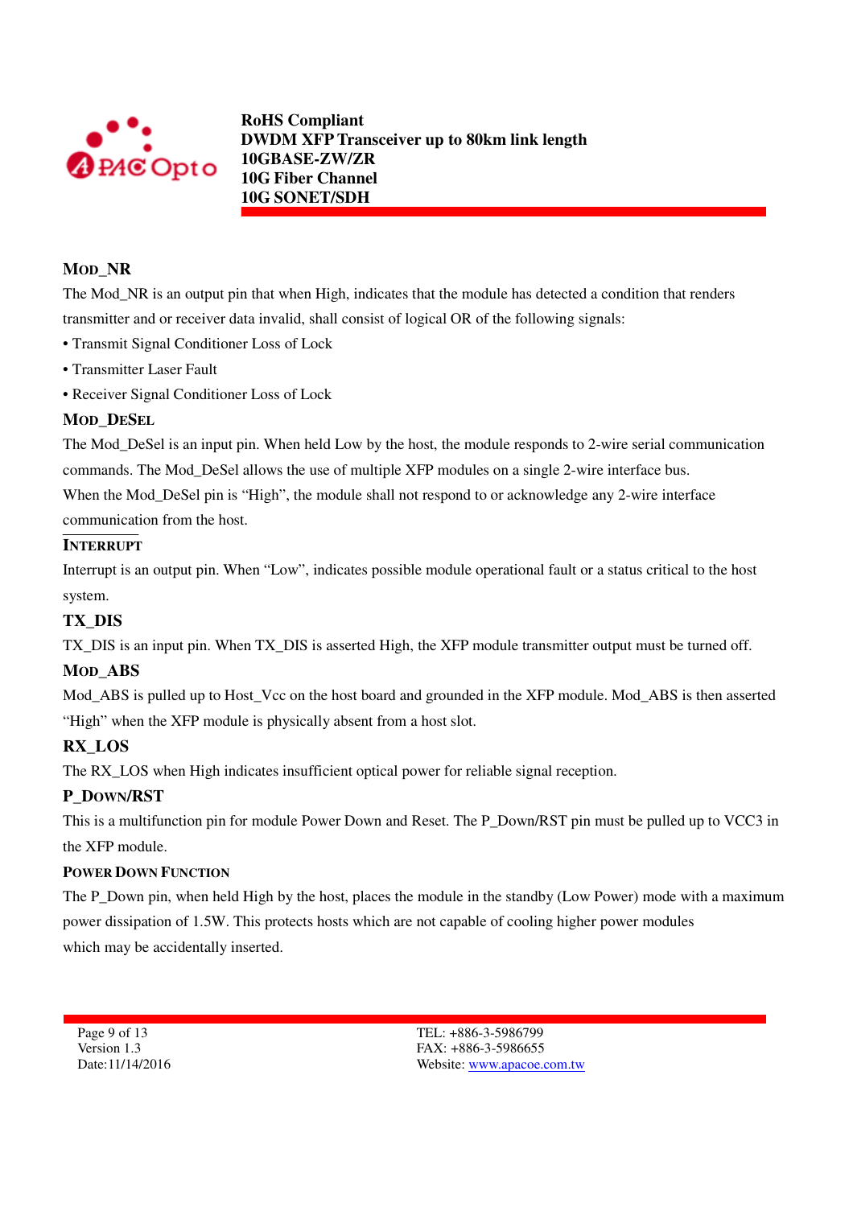### Mod_NR

The Mod_NR is an output pin that when High, indicates that the module has detected a condition that renders transmitter and or receiver data invalid, shall consist of logical OR of the following signals:

- Transmit Signal Conditioner Loss of Lock
- Transmitter Laser Fault
- Receiver Signal Conditioner Loss of Lock

### Mod_DeSel

The Mod_DeSel is an input pin. When held Low by the host, the module responds to 2-wire serial communication commands. The Mod_DeSel allows the use of multiple XFP modules on a single 2-wire interface bus.

When the Mod_DeSel pin is "High", the module shall not respond to or acknowledge any 2-wire interface communication from the host.

### Interrupt

Interrupt is an output pin. When "Low", indicates possible module operational fault or a status critical to the host system.

### TX_DIS

TX_DIS is an input pin. When TX_DIS is asserted High, the XFP module transmitter output must be turned off.

### Mod_ABS

Mod_ABS is pulled up to Host_Vcc on the host board and grounded in the XFP module. Mod_ABS is then asserted "High" when the XFP module is physically absent from a host slot.

### RX_LOS

The RX_LOS when High indicates insufficient optical power for reliable signal reception.

### P_Down/RST

This is a multifunction pin for module Power Down and Reset. The P_Down/RST pin must be pulled up to VCC3 in the XFP module.

#### Power Down Function

The P_Down pin, when held High by the host, places the module in the standby (Low Power) mode with a maximum power dissipation of 1.5W. This protects hosts which are not capable of cooling higher power modules which may be accidentally inserted.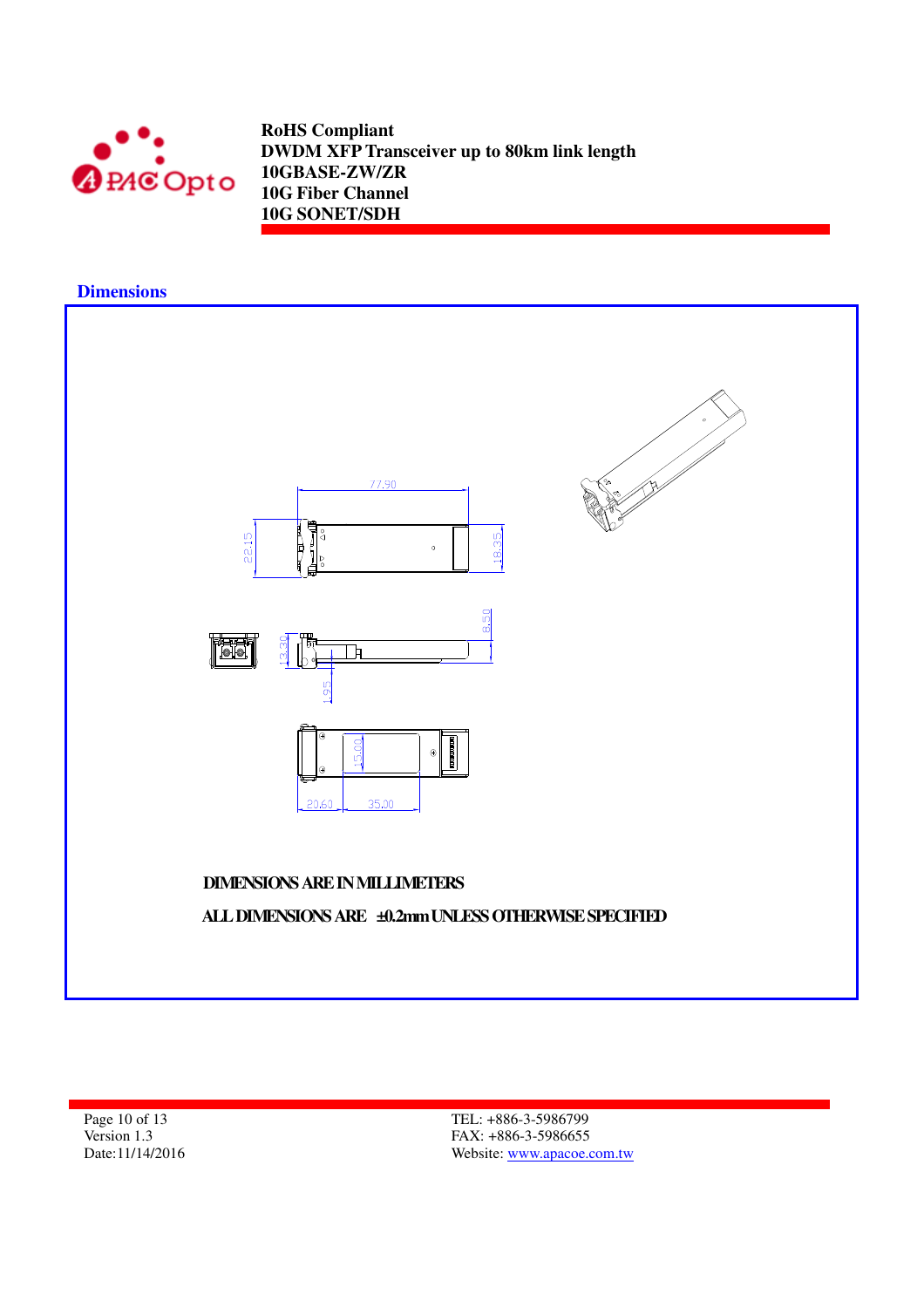## Dimensions

DIMENSIONS ARE IN MILLIMETERS

ALL DIMENSIONS ARE ±0.2mm UNLESS OTHERWISE SPECIFIED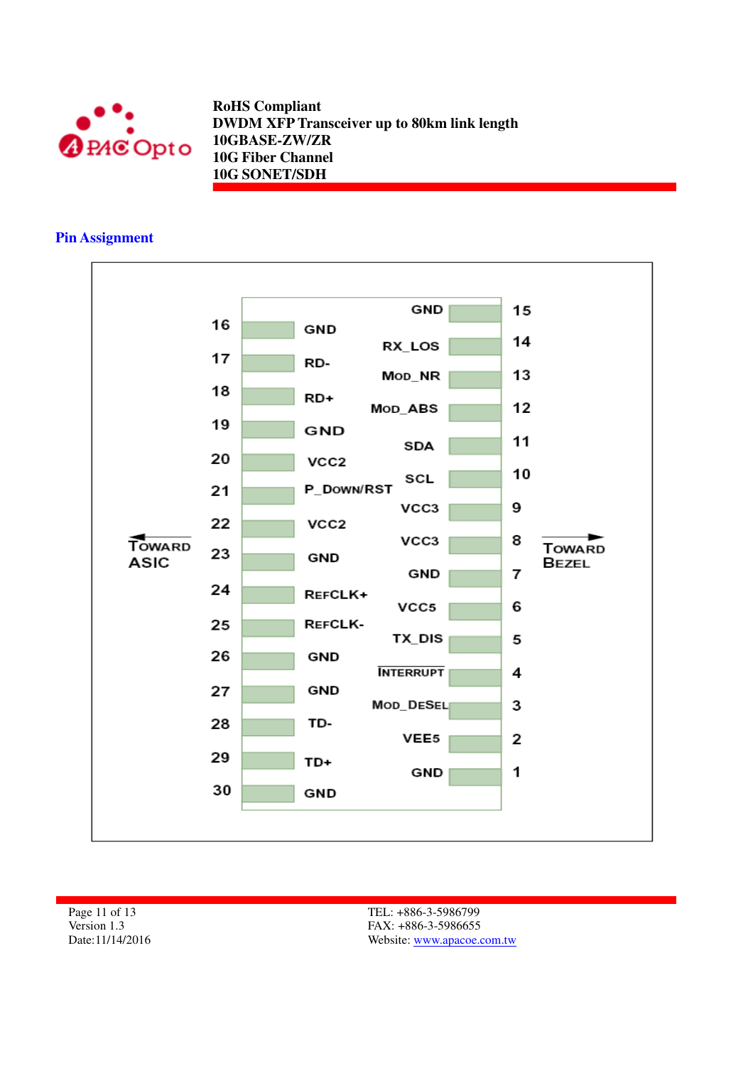## Pin Assignment

| Pin | Signal | Pin | Signal |
|---|---|---|---|
| 16 | GND | 15 | GND |
| 17 | RD- | 14 | RX_LOS |
| 18 | RD+ | 13 | MOD_NR |
| 19 | GND | 12 | MOD_ABS |
| 20 | VCC2 | 11 | SDA |
| 21 | P_DOWN/RST | 10 | SCL |
| 22 | VCC2 | 9 | VCC3 |
| 23 | GND | 8 | VCC3 |
| 24 | REFCLK+ | 7 | GND |
| 25 | REFCLK- | 6 | VCC5 |
| 26 | GND | 5 | TX_DIS |
| 27 | GND | 4 | INTERRUPT |
| 28 | TD- | 3 | MOD_DESEL |
| 29 | TD+ | 2 | VEE5 |
| 30 | GND | 1 | GND |

← TOWARD ASIC (pins 16–30) | TOWARD BEZEL → (pins 1–15)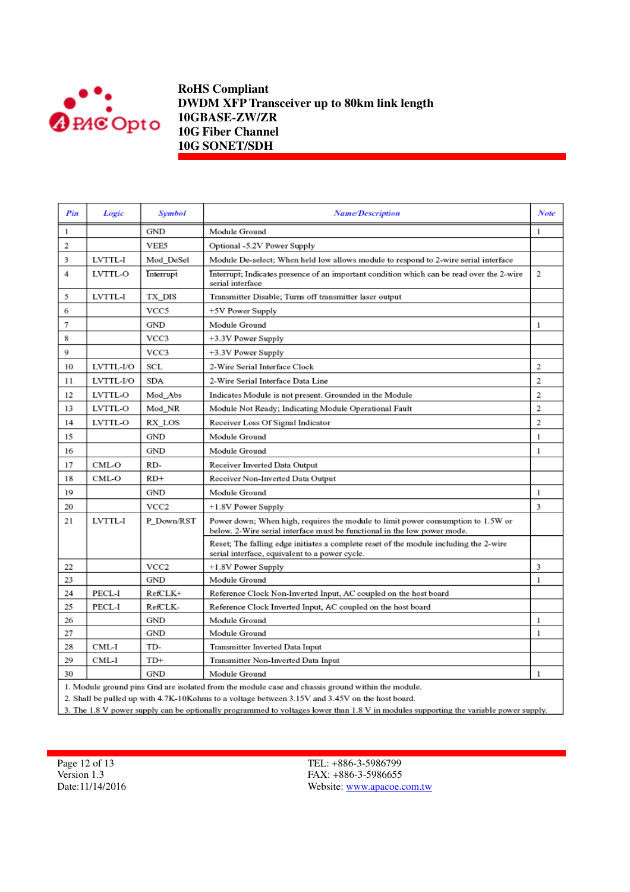| Pin | Logic | Symbol | Name/Description | Note |
|---|---|---|---|---|
| 1 | | GND | Module Ground | 1 |
| 2 | | VEE5 | Optional -5.2V Power Supply | |
| 3 | LVTTL-I | Mod_DeSel | Module De-select; When held low allows module to respond to 2-wire serial interface | |
| 4 | LVTTL-O | Interrupt | Interrupt; Indicates presence of an important condition which can be read over the 2-wire serial interface | 2 |
| 5 | LVTTL-I | TX_DIS | Transmitter Disable; Turns off transmitter laser output | |
| 6 | | VCC5 | +5V Power Supply | |
| 7 | | GND | Module Ground | 1 |
| 8 | | VCC3 | +3.3V Power Supply | |
| 9 | | VCC3 | +3.3V Power Supply | |
| 10 | LVTTL-I/O | SCL | 2-Wire Serial Interface Clock | 2 |
| 11 | LVTTL-I/O | SDA | 2-Wire Serial Interface Data Line | 2 |
| 12 | LVTTL-O | Mod_Abs | Indicates Module is not present. Grounded in the Module | 2 |
| 13 | LVTTL-O | Mod_NR | Module Not Ready; Indicating Module Operational Fault | 2 |
| 14 | LVTTL-O | RX_LOS | Receiver Loss Of Signal Indicator | 2 |
| 15 | | GND | Module Ground | 1 |
| 16 | | GND | Module Ground | 1 |
| 17 | CML-O | RD- | Receiver Inverted Data Output | |
| 18 | CML-O | RD+ | Receiver Non-Inverted Data Output | |
| 19 | | GND | Module Ground | 1 |
| 20 | | VCC2 | +1.8V Power Supply | 3 |
| 21 | LVTTL-I | P_Down/RST | Power down; When high, requires the module to limit power consumption to 1.5W or below. 2-Wire serial interface must be functional in the low power mode. | |
| | | | Reset; The falling edge initiates a complete reset of the module including the 2-wire serial interface, equivalent to a power cycle. | |
| 22 | | VCC2 | +1.8V Power Supply | 3 |
| 23 | | GND | Module Ground | 1 |
| 24 | PECL-I | RefCLK+ | Reference Clock Non-Inverted Input, AC coupled on the host board | |
| 25 | PECL-I | RefCLK- | Reference Clock Inverted Input, AC coupled on the host board | |
| 26 | | GND | Module Ground | 1 |
| 27 | | GND | Module Ground | 1 |
| 28 | CML-I | TD- | Transmitter Inverted Data Input | |
| 29 | CML-I | TD+ | Transmitter Non-Inverted Data Input | |
| 30 | | GND | Module Ground | 1 |

1. Module ground pins Gnd are isolated from the module case and chassis ground within the module.
2. Shall be pulled up with 4.7K-10Kohms to a voltage between 3.15V and 3.45V on the host board.
3. The 1.8 V power supply can be optionally programmed to voltages lower than 1.8 V in modules supporting the variable power supply.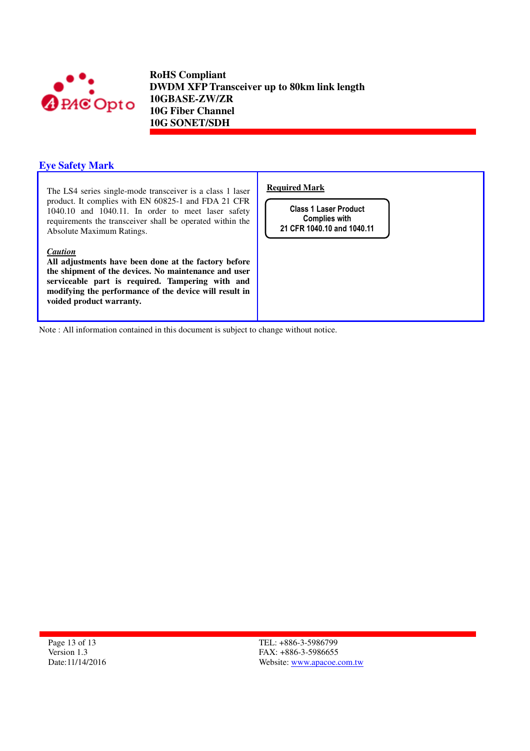## Eye Safety Mark

| | |
|---|---|
| The LS4 series single-mode transceiver is a class 1 laser product. It complies with EN 60825-1 and FDA 21 CFR 1040.10 and 1040.11. In order to meet laser safety requirements the transceiver shall be operated within the Absolute Maximum Ratings.<br><br>***Caution***<br>**All adjustments have been done at the factory before the shipment of the devices. No maintenance and user serviceable part is required. Tampering with and modifying the performance of the device will result in voided product warranty.** | **Required Mark**<br><br>**Class 1 Laser Product**<br>**Complies with**<br>**21 CFR 1040.10 and 1040.11** |

Note : All information contained in this document is subject to change without notice.